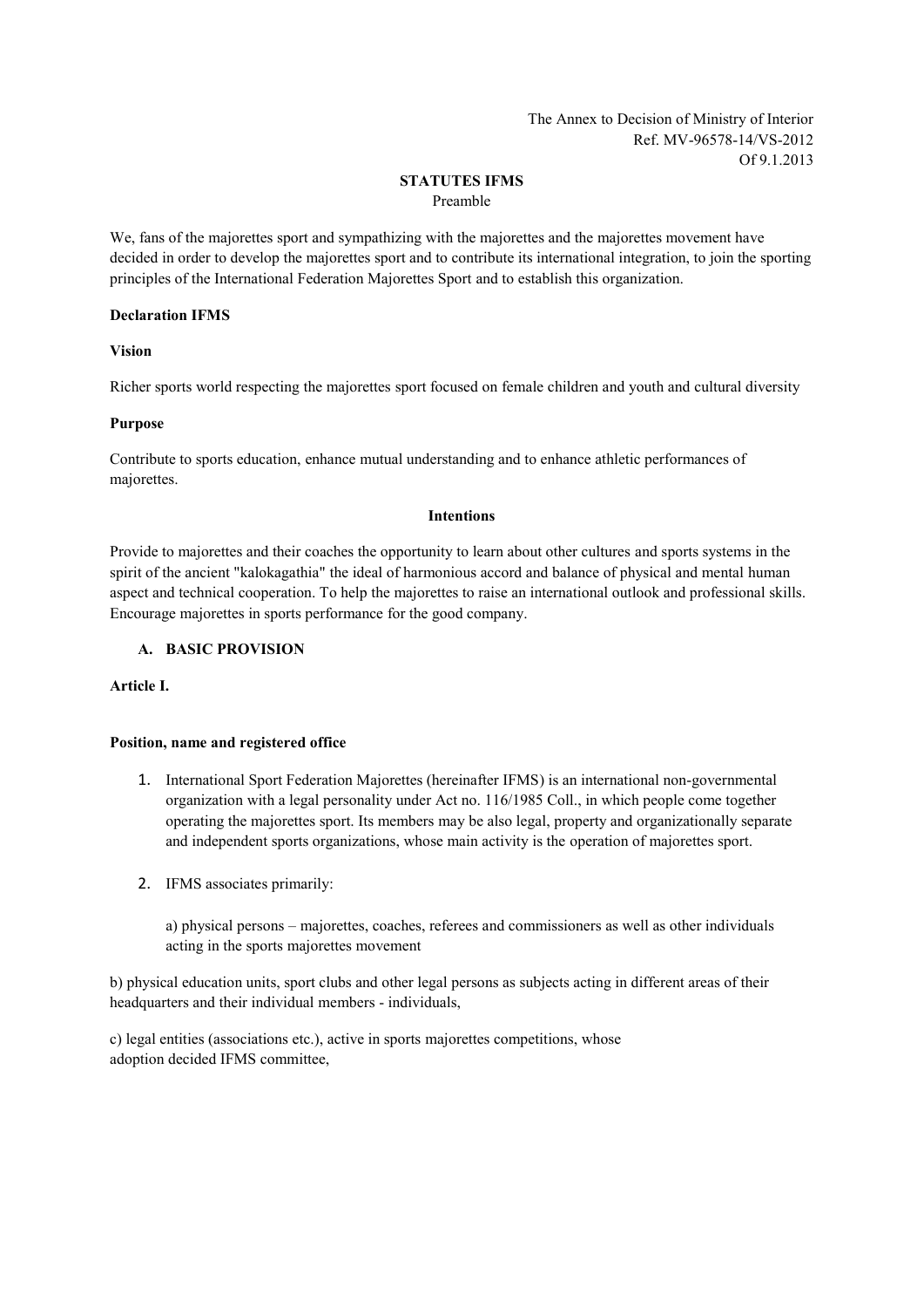The Annex to Decision of Ministry of Interior
Ref. MV-96578-14/VS-2012
Of 9.1.2013

# STATUTES IFMS

Preamble

We, fans of the majorettes sport and sympathizing with the majorettes and the majorettes movement have decided in order to develop the majorettes sport and to contribute its international integration, to join the sporting principles of the International Federation Majorettes Sport and to establish this organization.

**Declaration IFMS**

**Vision**

Richer sports world respecting the majorettes sport focused on female children and youth and cultural diversity

**Purpose**

Contribute to sports education, enhance mutual understanding and to enhance athletic performances of majorettes.

**Intentions**

Provide to majorettes and their coaches the opportunity to learn about other cultures and sports systems in the spirit of the ancient "kalokagathia" the ideal of harmonious accord and balance of physical and mental human aspect and technical cooperation. To help the majorettes to raise an international outlook and professional skills. Encourage majorettes in sports performance for the good company.

## A. BASIC PROVISION

**Article I.**

**Position, name and registered office**

1. International Sport Federation Majorettes (hereinafter IFMS) is an international non-governmental organization with a legal personality under Act no. 116/1985 Coll., in which people come together operating the majorettes sport. Its members may be also legal, property and organizationally separate and independent sports organizations, whose main activity is the operation of majorettes sport.

2. IFMS associates primarily:

   a) physical persons – majorettes, coaches, referees and commissioners as well as other individuals acting in the sports majorettes movement

b) physical education units, sport clubs and other legal persons as subjects acting in different areas of their headquarters and their individual members - individuals,

c) legal entities (associations etc.), active in sports majorettes competitions, whose adoption decided IFMS committee,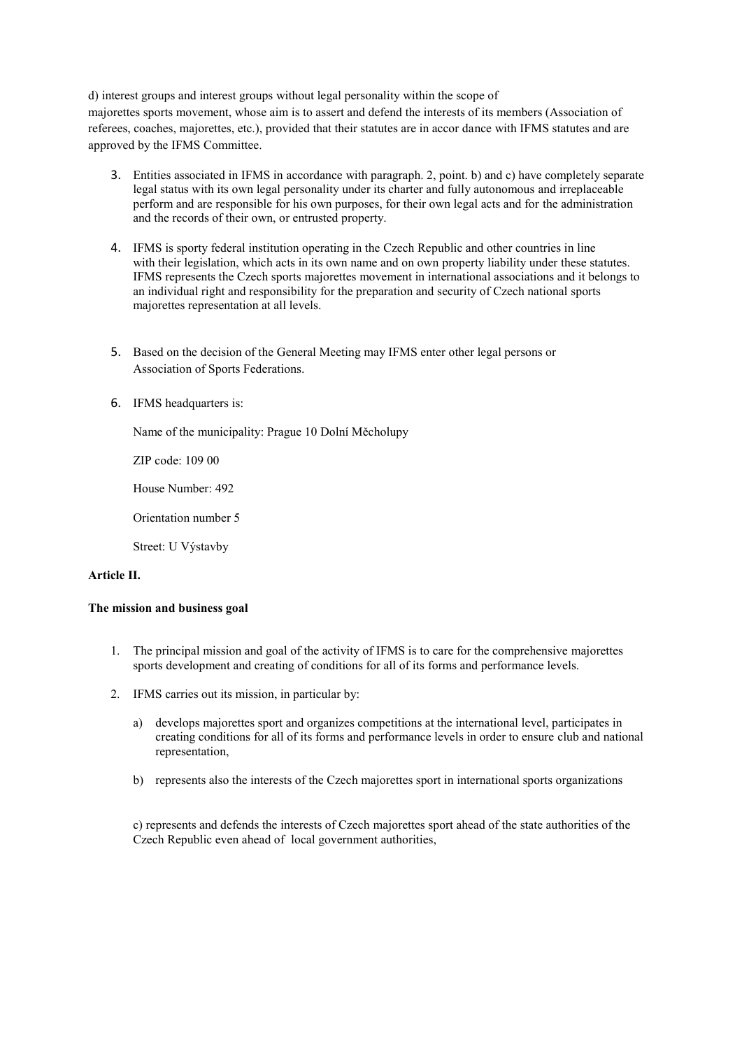d) interest groups and interest groups without legal personality within the scope of majorettes sports movement, whose aim is to assert and defend the interests of its members (Association of referees, coaches, majorettes, etc.), provided that their statutes are in accor dance with IFMS statutes and are approved by the IFMS Committee.

3. Entities associated in IFMS in accordance with paragraph. 2, point. b) and c) have completely separate legal status with its own legal personality under its charter and fully autonomous and irreplaceable perform and are responsible for his own purposes, for their own legal acts and for the administration and the records of their own, or entrusted property.

4. IFMS is sporty federal institution operating in the Czech Republic and other countries in line with their legislation, which acts in its own name and on own property liability under these statutes. IFMS represents the Czech sports majorettes movement in international associations and it belongs to an individual right and responsibility for the preparation and security of Czech national sports majorettes representation at all levels.

5. Based on the decision of the General Meeting may IFMS enter other legal persons or Association of Sports Federations.

6. IFMS headquarters is:

   Name of the municipality: Prague 10 Dolní Měcholupy

   ZIP code: 109 00

   House Number: 492

   Orientation number 5

   Street: U Výstavby

**Article II.**

**The mission and business goal**

1. The principal mission and goal of the activity of IFMS is to care for the comprehensive majorettes sports development and creating of conditions for all of its forms and performance levels.

2. IFMS carries out its mission, in particular by:

   a) develops majorettes sport and organizes competitions at the international level, participates in creating conditions for all of its forms and performance levels in order to ensure club and national representation,

   b) represents also the interests of the Czech majorettes sport in international sports organizations

   c) represents and defends the interests of Czech majorettes sport ahead of the state authorities of the Czech Republic even ahead of local government authorities,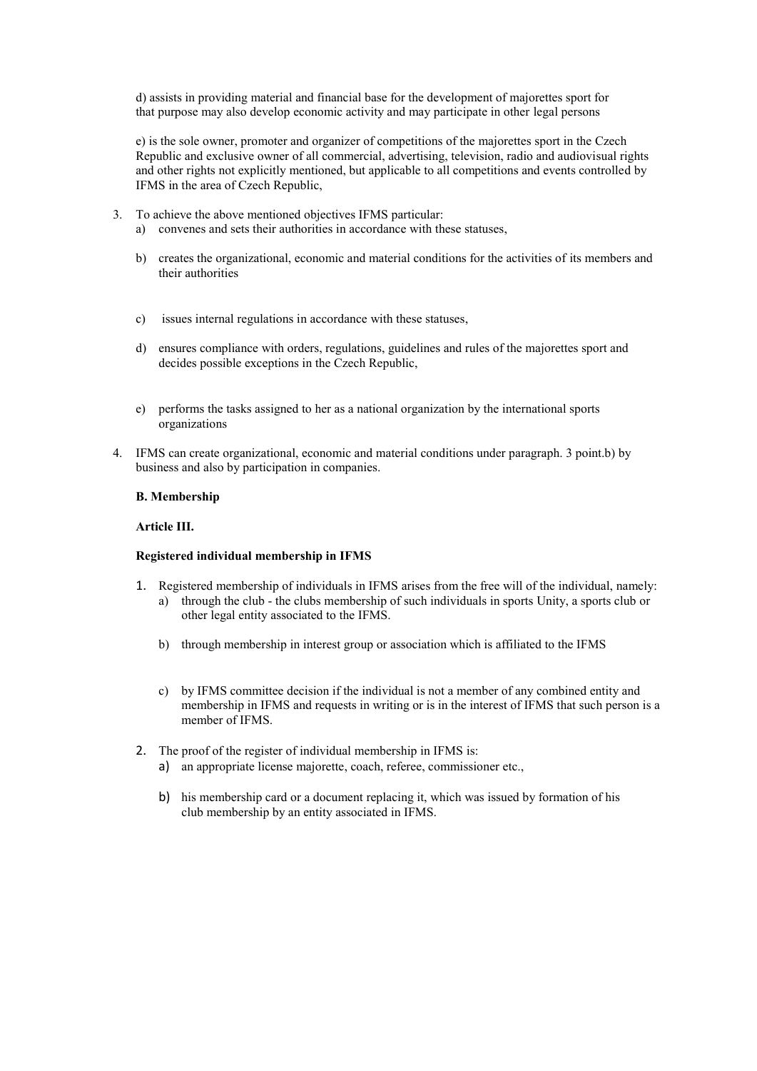d) assists in providing material and financial base for the development of majorettes sport for that purpose may also develop economic activity and may participate in other legal persons

e) is the sole owner, promoter and organizer of competitions of the majorettes sport in the Czech Republic and exclusive owner of all commercial, advertising, television, radio and audiovisual rights and other rights not explicitly mentioned, but applicable to all competitions and events controlled by IFMS in the area of Czech Republic,

3. To achieve the above mentioned objectives IFMS particular:
   a) convenes and sets their authorities in accordance with these statuses,

   b) creates the organizational, economic and material conditions for the activities of its members and their authorities

   c) issues internal regulations in accordance with these statuses,

   d) ensures compliance with orders, regulations, guidelines and rules of the majorettes sport and decides possible exceptions in the Czech Republic,

   e) performs the tasks assigned to her as a national organization by the international sports organizations

4. IFMS can create organizational, economic and material conditions under paragraph. 3 point.b) by business and also by participation in companies.

**B. Membership**

**Article III.**

**Registered individual membership in IFMS**

1. Registered membership of individuals in IFMS arises from the free will of the individual, namely:
   a) through the club - the clubs membership of such individuals in sports Unity, a sports club or other legal entity associated to the IFMS.

   b) through membership in interest group or association which is affiliated to the IFMS

   c) by IFMS committee decision if the individual is not a member of any combined entity and membership in IFMS and requests in writing or is in the interest of IFMS that such person is a member of IFMS.

2. The proof of the register of individual membership in IFMS is:
   a) an appropriate license majorette, coach, referee, commissioner etc.,

   b) his membership card or a document replacing it, which was issued by formation of his club membership by an entity associated in IFMS.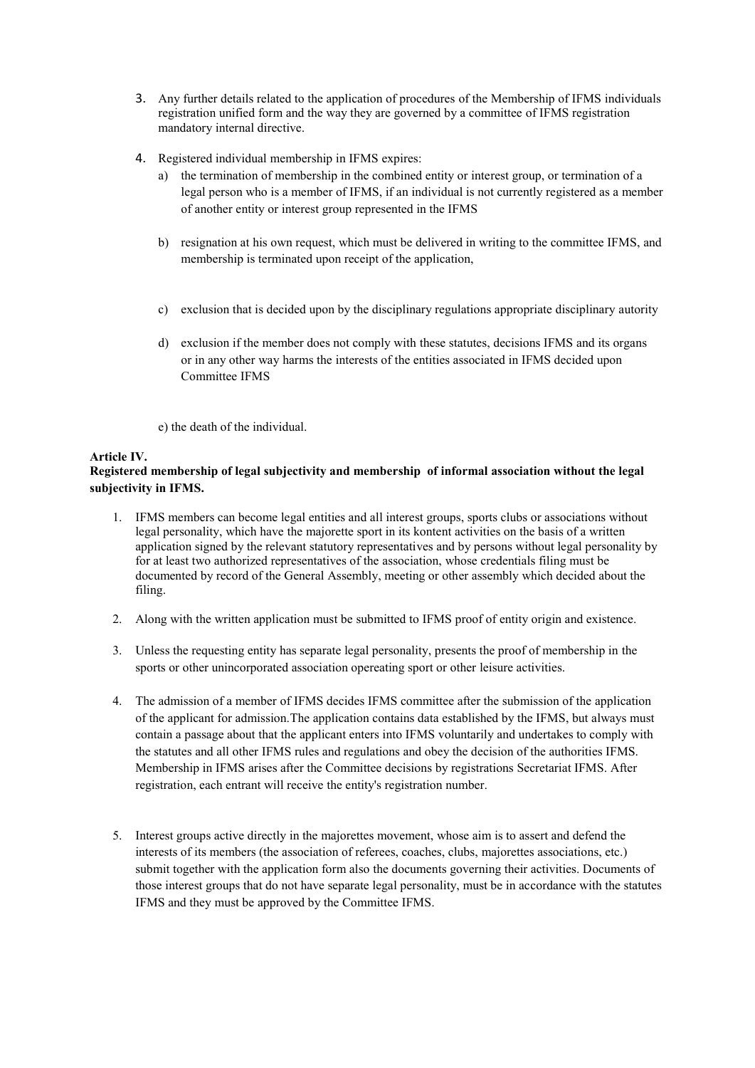3. Any further details related to the application of procedures of the Membership of IFMS individuals registration unified form and the way they are governed by a committee of IFMS registration mandatory internal directive.

4. Registered individual membership in IFMS expires:
   a) the termination of membership in the combined entity or interest group, or termination of a legal person who is a member of IFMS, if an individual is not currently registered as a member of another entity or interest group represented in the IFMS
   b) resignation at his own request, which must be delivered in writing to the committee IFMS, and membership is terminated upon receipt of the application,
   c) exclusion that is decided upon by the disciplinary regulations appropriate disciplinary autority
   d) exclusion if the member does not comply with these statutes, decisions IFMS and its organs or in any other way harms the interests of the entities associated in IFMS decided upon Committee IFMS
   e) the death of the individual.

**Article IV.**
**Registered membership of legal subjectivity and membership of informal association without the legal subjectivity in IFMS.**

1. IFMS members can become legal entities and all interest groups, sports clubs or associations without legal personality, which have the majorette sport in its kontent activities on the basis of a written application signed by the relevant statutory representatives and by persons without legal personality by for at least two authorized representatives of the association, whose credentials filing must be documented by record of the General Assembly, meeting or other assembly which decided about the filing.

2. Along with the written application must be submitted to IFMS proof of entity origin and existence.

3. Unless the requesting entity has separate legal personality, presents the proof of membership in the sports or other unincorporated association opereating sport or other leisure activities.

4. The admission of a member of IFMS decides IFMS committee after the submission of the application of the applicant for admission.The application contains data established by the IFMS, but always must contain a passage about that the applicant enters into IFMS voluntarily and undertakes to comply with the statutes and all other IFMS rules and regulations and obey the decision of the authorities IFMS. Membership in IFMS arises after the Committee decisions by registrations Secretariat IFMS. After registration, each entrant will receive the entity's registration number.

5. Interest groups active directly in the majorettes movement, whose aim is to assert and defend the interests of its members (the association of referees, coaches, clubs, majorettes associations, etc.) submit together with the application form also the documents governing their activities. Documents of those interest groups that do not have separate legal personality, must be in accordance with the statutes IFMS and they must be approved by the Committee IFMS.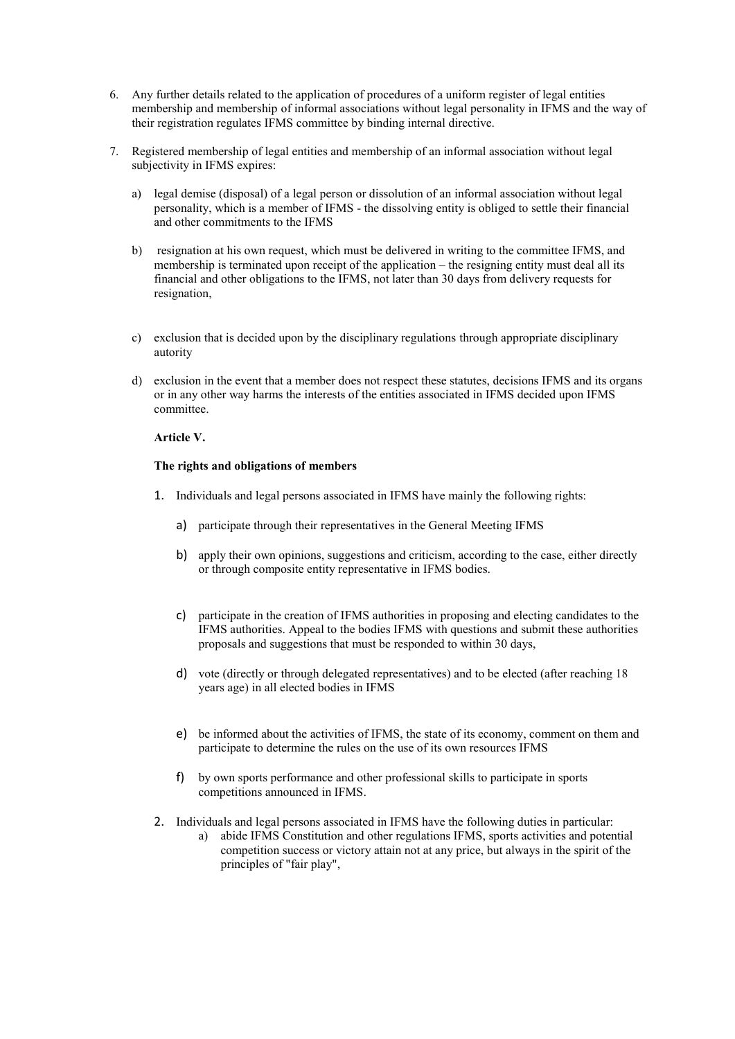6. Any further details related to the application of procedures of a uniform register of legal entities membership and membership of informal associations without legal personality in IFMS and the way of their registration regulates IFMS committee by binding internal directive.

7. Registered membership of legal entities and membership of an informal association without legal subjectivity in IFMS expires:

   a) legal demise (disposal) of a legal person or dissolution of an informal association without legal personality, which is a member of IFMS - the dissolving entity is obliged to settle their financial and other commitments to the IFMS

   b) resignation at his own request, which must be delivered in writing to the committee IFMS, and membership is terminated upon receipt of the application – the resigning entity must deal all its financial and other obligations to the IFMS, not later than 30 days from delivery requests for resignation,

   c) exclusion that is decided upon by the disciplinary regulations through appropriate disciplinary autority

   d) exclusion in the event that a member does not respect these statutes, decisions IFMS and its organs or in any other way harms the interests of the entities associated in IFMS decided upon IFMS committee.

**Article V.**

**The rights and obligations of members**

1. Individuals and legal persons associated in IFMS have mainly the following rights:

   a) participate through their representatives in the General Meeting IFMS

   b) apply their own opinions, suggestions and criticism, according to the case, either directly or through composite entity representative in IFMS bodies.

   c) participate in the creation of IFMS authorities in proposing and electing candidates to the IFMS authorities. Appeal to the bodies IFMS with questions and submit these authorities proposals and suggestions that must be responded to within 30 days,

   d) vote (directly or through delegated representatives) and to be elected (after reaching 18 years age) in all elected bodies in IFMS

   e) be informed about the activities of IFMS, the state of its economy, comment on them and participate to determine the rules on the use of its own resources IFMS

   f) by own sports performance and other professional skills to participate in sports competitions announced in IFMS.

2. Individuals and legal persons associated in IFMS have the following duties in particular:

   a) abide IFMS Constitution and other regulations IFMS, sports activities and potential competition success or victory attain not at any price, but always in the spirit of the principles of "fair play",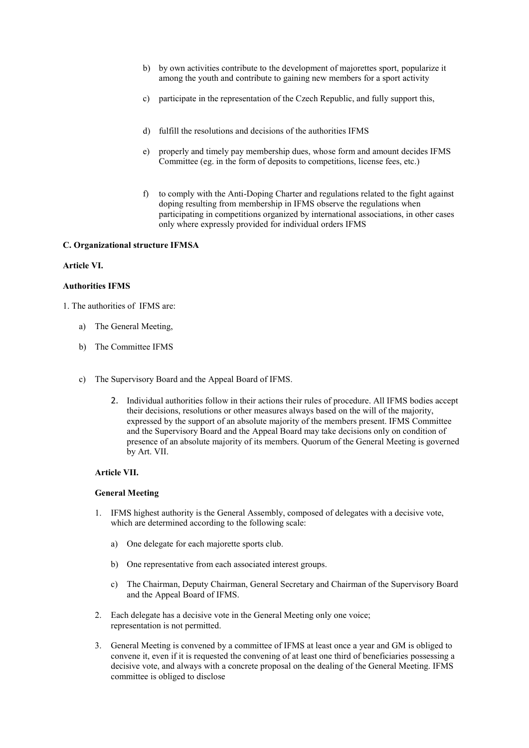b) by own activities contribute to the development of majorettes sport, popularize it among the youth and contribute to gaining new members for a sport activity

c) participate in the representation of the Czech Republic, and fully support this,

d) fulfill the resolutions and decisions of the authorities IFMS

e) properly and timely pay membership dues, whose form and amount decides IFMS Committee (eg. in the form of deposits to competitions, license fees, etc.)

f) to comply with the Anti-Doping Charter and regulations related to the fight against doping resulting from membership in IFMS observe the regulations when participating in competitions organized by international associations, in other cases only where expressly provided for individual orders IFMS

**C. Organizational structure IFMSA**

**Article VI.**

**Authorities IFMS**

1. The authorities of IFMS are:

   a) The General Meeting,

   b) The Committee IFMS

   c) The Supervisory Board and the Appeal Board of IFMS.

2. Individual authorities follow in their actions their rules of procedure. All IFMS bodies accept their decisions, resolutions or other measures always based on the will of the majority, expressed by the support of an absolute majority of the members present. IFMS Committee and the Supervisory Board and the Appeal Board may take decisions only on condition of presence of an absolute majority of its members. Quorum of the General Meeting is governed by Art. VII.

**Article VII.**

**General Meeting**

1. IFMS highest authority is the General Assembly, composed of delegates with a decisive vote, which are determined according to the following scale:

   a) One delegate for each majorette sports club.

   b) One representative from each associated interest groups.

   c) The Chairman, Deputy Chairman, General Secretary and Chairman of the Supervisory Board and the Appeal Board of IFMS.

2. Each delegate has a decisive vote in the General Meeting only one voice; representation is not permitted.

3. General Meeting is convened by a committee of IFMS at least once a year and GM is obliged to convene it, even if it is requested the convening of at least one third of beneficiaries possessing a decisive vote, and always with a concrete proposal on the dealing of the General Meeting. IFMS committee is obliged to disclose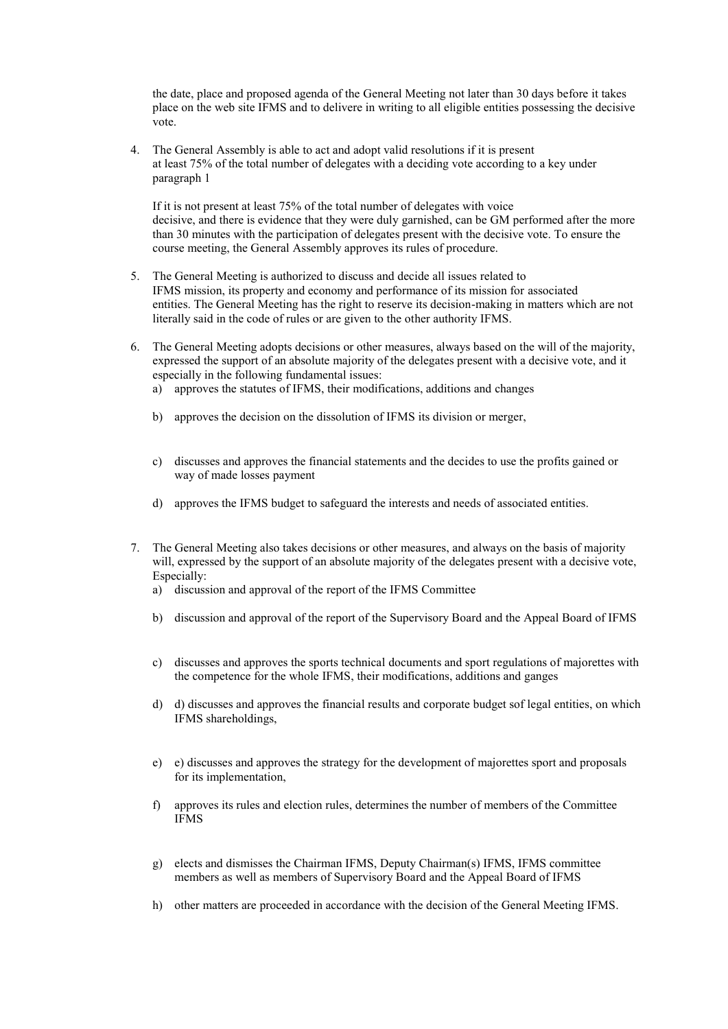the date, place and proposed agenda of the General Meeting not later than 30 days before it takes place on the web site IFMS and to delivere in writing to all eligible entities possessing the decisive vote.

4. The General Assembly is able to act and adopt valid resolutions if it is present at least 75% of the total number of delegates with a deciding vote according to a key under paragraph 1

   If it is not present at least 75% of the total number of delegates with voice decisive, and there is evidence that they were duly garnished, can be GM performed after the more than 30 minutes with the participation of delegates present with the decisive vote. To ensure the course meeting, the General Assembly approves its rules of procedure.

5. The General Meeting is authorized to discuss and decide all issues related to IFMS mission, its property and economy and performance of its mission for associated entities. The General Meeting has the right to reserve its decision-making in matters which are not literally said in the code of rules or are given to the other authority IFMS.

6. The General Meeting adopts decisions or other measures, always based on the will of the majority, expressed the support of an absolute majority of the delegates present with a decisive vote, and it especially in the following fundamental issues:
   a) approves the statutes of IFMS, their modifications, additions and changes
   b) approves the decision on the dissolution of IFMS its division or merger,
   c) discusses and approves the financial statements and the decides to use the profits gained or way of made losses payment
   d) approves the IFMS budget to safeguard the interests and needs of associated entities.

7. The General Meeting also takes decisions or other measures, and always on the basis of majority will, expressed by the support of an absolute majority of the delegates present with a decisive vote, Especially:
   a) discussion and approval of the report of the IFMS Committee
   b) discussion and approval of the report of the Supervisory Board and the Appeal Board of IFMS
   c) discusses and approves the sports technical documents and sport regulations of majorettes with the competence for the whole IFMS, their modifications, additions and ganges
   d) d) discusses and approves the financial results and corporate budget sof legal entities, on which IFMS shareholdings,
   e) e) discusses and approves the strategy for the development of majorettes sport and proposals for its implementation,
   f) approves its rules and election rules, determines the number of members of the Committee IFMS
   g) elects and dismisses the Chairman IFMS, Deputy Chairman(s) IFMS, IFMS committee members as well as members of Supervisory Board and the Appeal Board of IFMS
   h) other matters are proceeded in accordance with the decision of the General Meeting IFMS.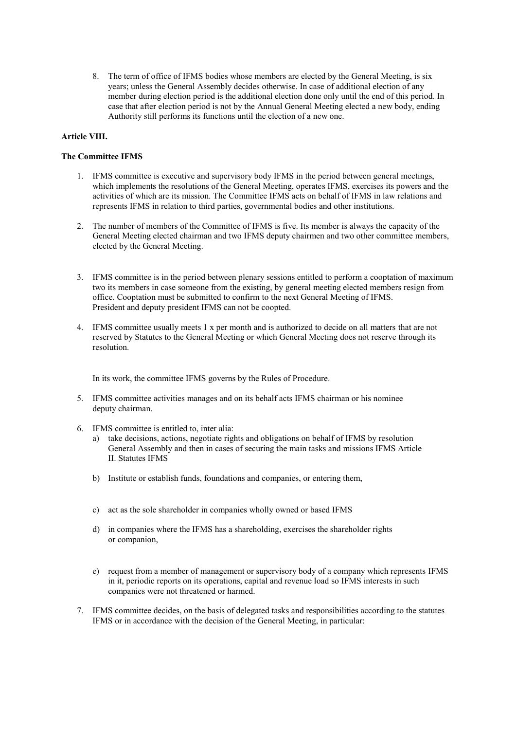8. The term of office of IFMS bodies whose members are elected by the General Meeting, is six years; unless the General Assembly decides otherwise. In case of additional election of any member during election period is the additional election done only until the end of this period. In case that after election period is not by the Annual General Meeting elected a new body, ending Authority still performs its functions until the election of a new one.

**Article VIII.**

**The Committee IFMS**

1. IFMS committee is executive and supervisory body IFMS in the period between general meetings, which implements the resolutions of the General Meeting, operates IFMS, exercises its powers and the activities of which are its mission. The Committee IFMS acts on behalf of IFMS in law relations and represents IFMS in relation to third parties, governmental bodies and other institutions.

2. The number of members of the Committee of IFMS is five. Its member is always the capacity of the General Meeting elected chairman and two IFMS deputy chairmen and two other committee members, elected by the General Meeting.

3. IFMS committee is in the period between plenary sessions entitled to perform a cooptation of maximum two its members in case someone from the existing, by general meeting elected members resign from office. Cooptation must be submitted to confirm to the next General Meeting of IFMS. President and deputy president IFMS can not be coopted.

4. IFMS committee usually meets 1 x per month and is authorized to decide on all matters that are not reserved by Statutes to the General Meeting or which General Meeting does not reserve through its resolution.

   In its work, the committee IFMS governs by the Rules of Procedure.

5. IFMS committee activities manages and on its behalf acts IFMS chairman or his nominee deputy chairman.

6. IFMS committee is entitled to, inter alia:
   a) take decisions, actions, negotiate rights and obligations on behalf of IFMS by resolution General Assembly and then in cases of securing the main tasks and missions IFMS Article II. Statutes IFMS

   b) Institute or establish funds, foundations and companies, or entering them,

   c) act as the sole shareholder in companies wholly owned or based IFMS

   d) in companies where the IFMS has a shareholding, exercises the shareholder rights or companion,

   e) request from a member of management or supervisory body of a company which represents IFMS in it, periodic reports on its operations, capital and revenue load so IFMS interests in such companies were not threatened or harmed.

7. IFMS committee decides, on the basis of delegated tasks and responsibilities according to the statutes IFMS or in accordance with the decision of the General Meeting, in particular: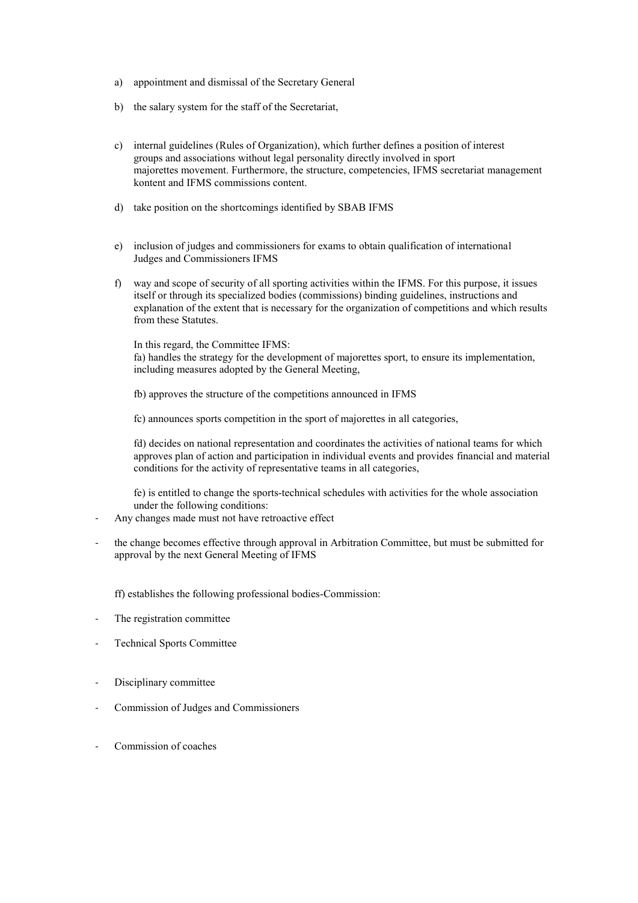a) appointment and dismissal of the Secretary General

b) the salary system for the staff of the Secretariat,

c) internal guidelines (Rules of Organization), which further defines a position of interest groups and associations without legal personality directly involved in sport majorettes movement. Furthermore, the structure, competencies, IFMS secretariat management kontent and IFMS commissions content.

d) take position on the shortcomings identified by SBAB IFMS

e) inclusion of judges and commissioners for exams to obtain qualification of international Judges and Commissioners IFMS

f) way and scope of security of all sporting activities within the IFMS. For this purpose, it issues itself or through its specialized bodies (commissions) binding guidelines, instructions and explanation of the extent that is necessary for the organization of competitions and which results from these Statutes.

   In this regard, the Committee IFMS:
   fa) handles the strategy for the development of majorettes sport, to ensure its implementation, including measures adopted by the General Meeting,

   fb) approves the structure of the competitions announced in IFMS

   fc) announces sports competition in the sport of majorettes in all categories,

   fd) decides on national representation and coordinates the activities of national teams for which approves plan of action and participation in individual events and provides financial and material conditions for the activity of representative teams in all categories,

   fe) is entitled to change the sports-technical schedules with activities for the whole association under the following conditions:

- Any changes made must not have retroactive effect

- the change becomes effective through approval in Arbitration Committee, but must be submitted for approval by the next General Meeting of IFMS

   ff) establishes the following professional bodies-Commission:

- The registration committee

- Technical Sports Committee

- Disciplinary committee

- Commission of Judges and Commissioners

- Commission of coaches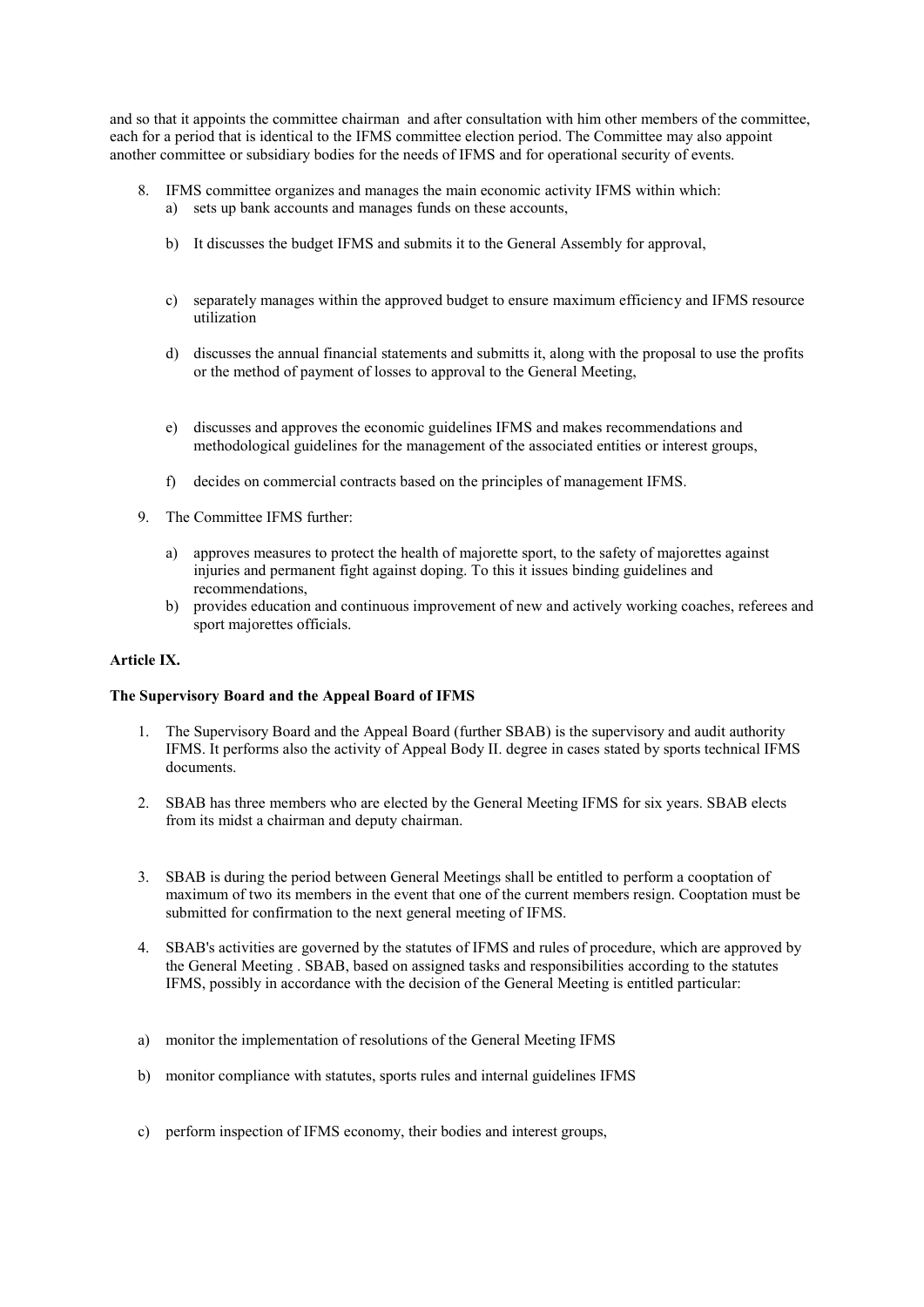and so that it appoints the committee chairman and after consultation with him other members of the committee, each for a period that is identical to the IFMS committee election period. The Committee may also appoint another committee or subsidiary bodies for the needs of IFMS and for operational security of events.

8. IFMS committee organizes and manages the main economic activity IFMS within which:
   a) sets up bank accounts and manages funds on these accounts,
   b) It discusses the budget IFMS and submits it to the General Assembly for approval,
   c) separately manages within the approved budget to ensure maximum efficiency and IFMS resource utilization
   d) discusses the annual financial statements and submitts it, along with the proposal to use the profits or the method of payment of losses to approval to the General Meeting,
   e) discusses and approves the economic guidelines IFMS and makes recommendations and methodological guidelines for the management of the associated entities or interest groups,
   f) decides on commercial contracts based on the principles of management IFMS.

9. The Committee IFMS further:
   a) approves measures to protect the health of majorette sport, to the safety of majorettes against injuries and permanent fight against doping. To this it issues binding guidelines and recommendations,
   b) provides education and continuous improvement of new and actively working coaches, referees and sport majorettes officials.

**Article IX.**

**The Supervisory Board and the Appeal Board of IFMS**

1. The Supervisory Board and the Appeal Board (further SBAB) is the supervisory and audit authority IFMS. It performs also the activity of Appeal Body II. degree in cases stated by sports technical IFMS documents.

2. SBAB has three members who are elected by the General Meeting IFMS for six years. SBAB elects from its midst a chairman and deputy chairman.

3. SBAB is during the period between General Meetings shall be entitled to perform a cooptation of maximum of two its members in the event that one of the current members resign. Cooptation must be submitted for confirmation to the next general meeting of IFMS.

4. SBAB's activities are governed by the statutes of IFMS and rules of procedure, which are approved by the General Meeting . SBAB, based on assigned tasks and responsibilities according to the statutes IFMS, possibly in accordance with the decision of the General Meeting is entitled particular:

a) monitor the implementation of resolutions of the General Meeting IFMS

b) monitor compliance with statutes, sports rules and internal guidelines IFMS

c) perform inspection of IFMS economy, their bodies and interest groups,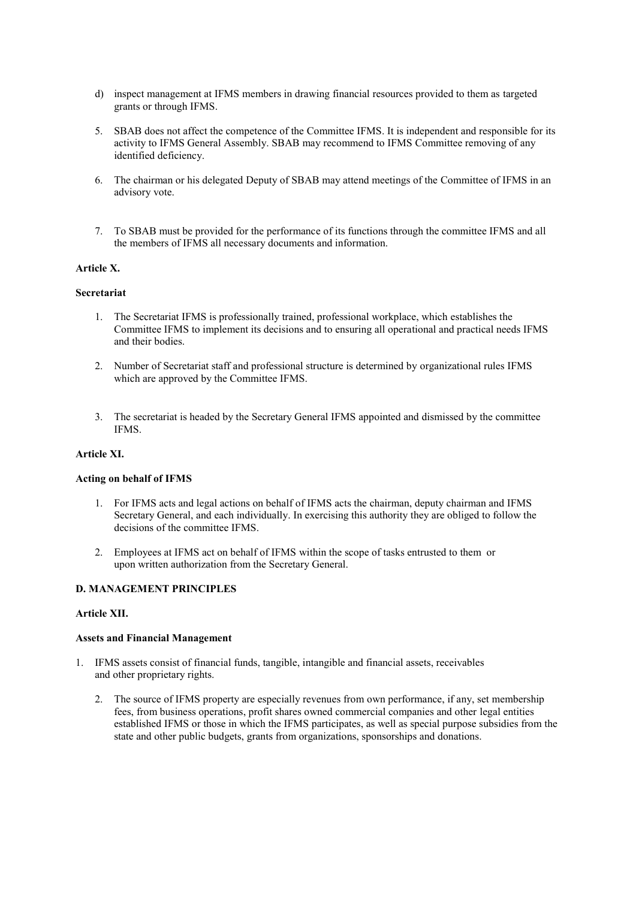d) inspect management at IFMS members in drawing financial resources provided to them as targeted grants or through IFMS.

5. SBAB does not affect the competence of the Committee IFMS. It is independent and responsible for its activity to IFMS General Assembly. SBAB may recommend to IFMS Committee removing of any identified deficiency.

6. The chairman or his delegated Deputy of SBAB may attend meetings of the Committee of IFMS in an advisory vote.

7. To SBAB must be provided for the performance of its functions through the committee IFMS and all the members of IFMS all necessary documents and information.

**Article X.**

**Secretariat**

1. The Secretariat IFMS is professionally trained, professional workplace, which establishes the Committee IFMS to implement its decisions and to ensuring all operational and practical needs IFMS and their bodies.

2. Number of Secretariat staff and professional structure is determined by organizational rules IFMS which are approved by the Committee IFMS.

3. The secretariat is headed by the Secretary General IFMS appointed and dismissed by the committee IFMS.

**Article XI.**

**Acting on behalf of IFMS**

1. For IFMS acts and legal actions on behalf of IFMS acts the chairman, deputy chairman and IFMS Secretary General, and each individually. In exercising this authority they are obliged to follow the decisions of the committee IFMS.

2. Employees at IFMS act on behalf of IFMS within the scope of tasks entrusted to them or upon written authorization from the Secretary General.

**D. MANAGEMENT PRINCIPLES**

**Article XII.**

**Assets and Financial Management**

1. IFMS assets consist of financial funds, tangible, intangible and financial assets, receivables and other proprietary rights.

2. The source of IFMS property are especially revenues from own performance, if any, set membership fees, from business operations, profit shares owned commercial companies and other legal entities established IFMS or those in which the IFMS participates, as well as special purpose subsidies from the state and other public budgets, grants from organizations, sponsorships and donations.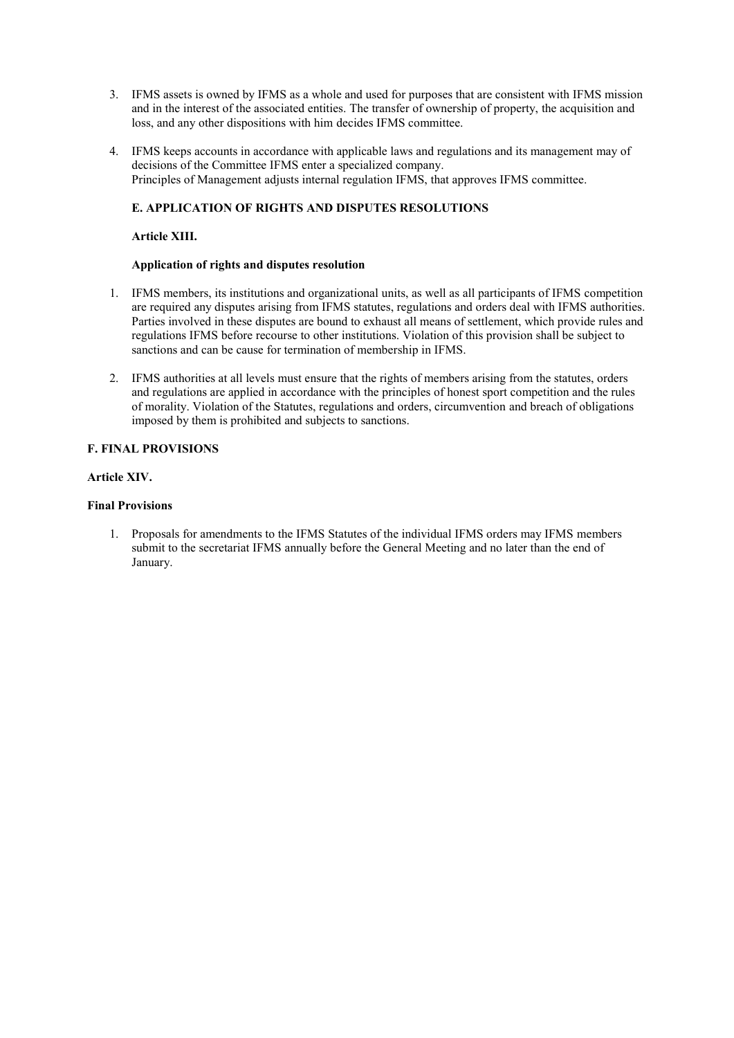3. IFMS assets is owned by IFMS as a whole and used for purposes that are consistent with IFMS mission and in the interest of the associated entities. The transfer of ownership of property, the acquisition and loss, and any other dispositions with him decides IFMS committee.

4. IFMS keeps accounts in accordance with applicable laws and regulations and its management may of decisions of the Committee IFMS enter a specialized company.
   Principles of Management adjusts internal regulation IFMS, that approves IFMS committee.

## E. APPLICATION OF RIGHTS AND DISPUTES RESOLUTIONS

### Article XIII.

### Application of rights and disputes resolution

1. IFMS members, its institutions and organizational units, as well as all participants of IFMS competition are required any disputes arising from IFMS statutes, regulations and orders deal with IFMS authorities. Parties involved in these disputes are bound to exhaust all means of settlement, which provide rules and regulations IFMS before recourse to other institutions. Violation of this provision shall be subject to sanctions and can be cause for termination of membership in IFMS.

2. IFMS authorities at all levels must ensure that the rights of members arising from the statutes, orders and regulations are applied in accordance with the principles of honest sport competition and the rules of morality. Violation of the Statutes, regulations and orders, circumvention and breach of obligations imposed by them is prohibited and subjects to sanctions.

## F. FINAL PROVISIONS

### Article XIV.

### Final Provisions

1. Proposals for amendments to the IFMS Statutes of the individual IFMS orders may IFMS members submit to the secretariat IFMS annually before the General Meeting and no later than the end of January.